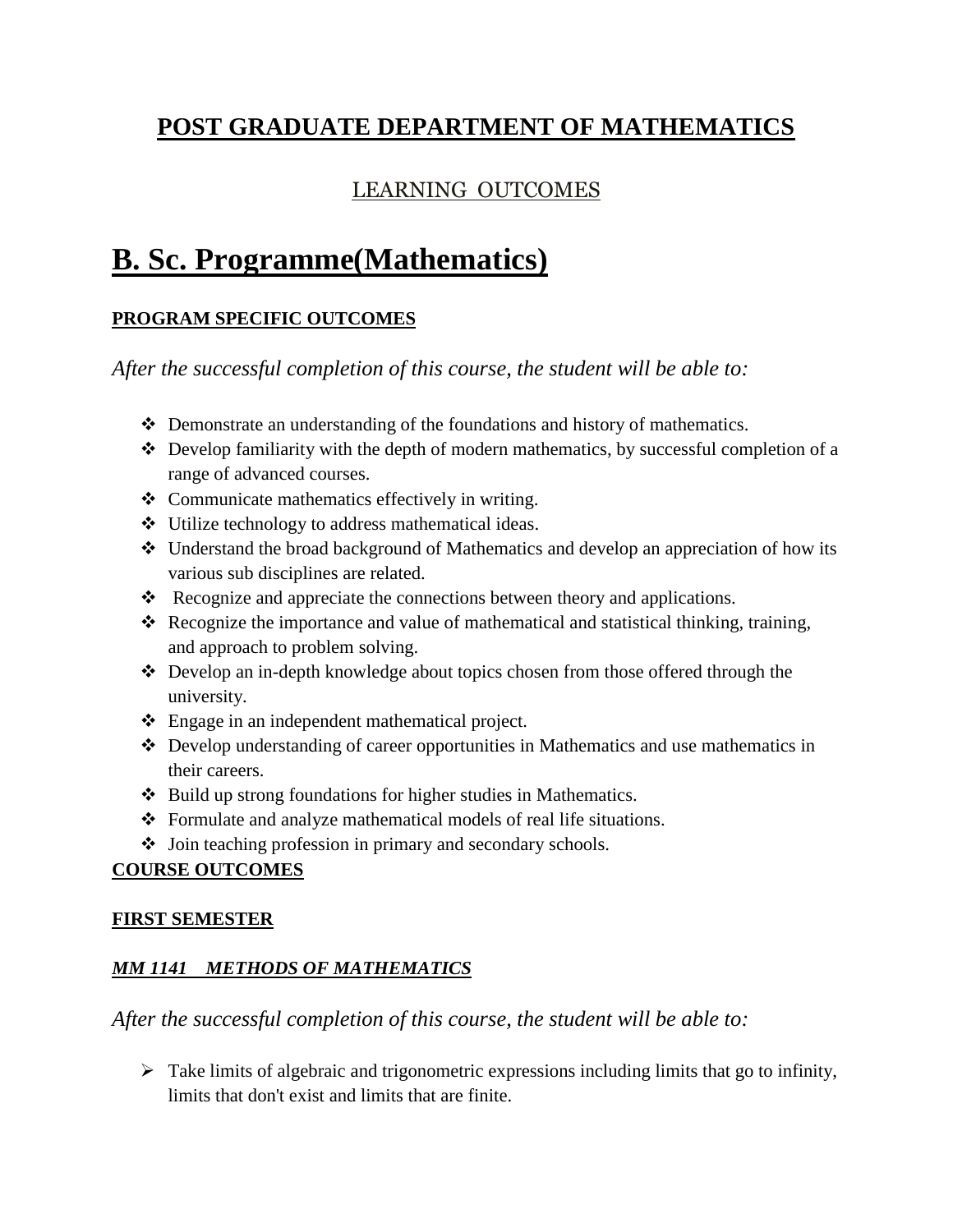# POST GRADUATE DEPARTMENT OF MATHEMATICS

## LEARNING OUTCOMES

# B. Sc. Programme(Mathematics)

### PROGRAM SPECIFIC OUTCOMES

*After the successful completion of this course, the student will be able to:*

- Demonstrate an understanding of the foundations and history of mathematics.
- Develop familiarity with the depth of modern mathematics, by successful completion of a range of advanced courses.
- Communicate mathematics effectively in writing.
- Utilize technology to address mathematical ideas.
- Understand the broad background of Mathematics and develop an appreciation of how its various sub disciplines are related.
- Recognize and appreciate the connections between theory and applications.
- Recognize the importance and value of mathematical and statistical thinking, training, and approach to problem solving.
- Develop an in-depth knowledge about topics chosen from those offered through the university.
- Engage in an independent mathematical project.
- Develop understanding of career opportunities in Mathematics and use mathematics in their careers.
- Build up strong foundations for higher studies in Mathematics.
- Formulate and analyze mathematical models of real life situations.
- Join teaching profession in primary and secondary schools.

### COURSE OUTCOMES

### FIRST SEMESTER

#### *MM 1141 METHODS OF MATHEMATICS*

*After the successful completion of this course, the student will be able to:*

- Take limits of algebraic and trigonometric expressions including limits that go to infinity, limits that don't exist and limits that are finite.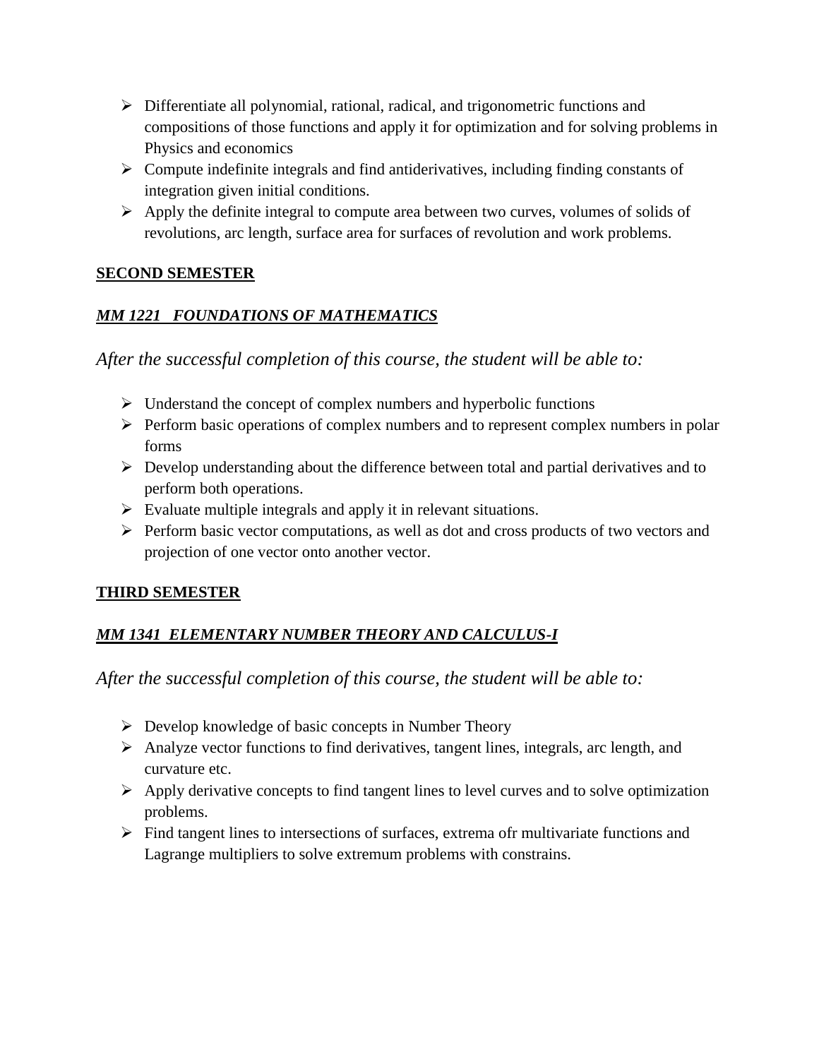- Differentiate all polynomial, rational, radical, and trigonometric functions and compositions of those functions and apply it for optimization and for solving problems in Physics and economics
- Compute indefinite integrals and find antiderivatives, including finding constants of integration given initial conditions.
- Apply the definite integral to compute area between two curves, volumes of solids of revolutions, arc length, surface area for surfaces of revolution and work problems.

**SECOND SEMESTER**

***MM 1221 FOUNDATIONS OF MATHEMATICS***

*After the successful completion of this course, the student will be able to:*

- Understand the concept of complex numbers and hyperbolic functions
- Perform basic operations of complex numbers and to represent complex numbers in polar forms
- Develop understanding about the difference between total and partial derivatives and to perform both operations.
- Evaluate multiple integrals and apply it in relevant situations.
- Perform basic vector computations, as well as dot and cross products of two vectors and projection of one vector onto another vector.

**THIRD SEMESTER**

***MM 1341 ELEMENTARY NUMBER THEORY AND CALCULUS-I***

*After the successful completion of this course, the student will be able to:*

- Develop knowledge of basic concepts in Number Theory
- Analyze vector functions to find derivatives, tangent lines, integrals, arc length, and curvature etc.
- Apply derivative concepts to find tangent lines to level curves and to solve optimization problems.
- Find tangent lines to intersections of surfaces, extrema ofr multivariate functions and Lagrange multipliers to solve extremum problems with constrains.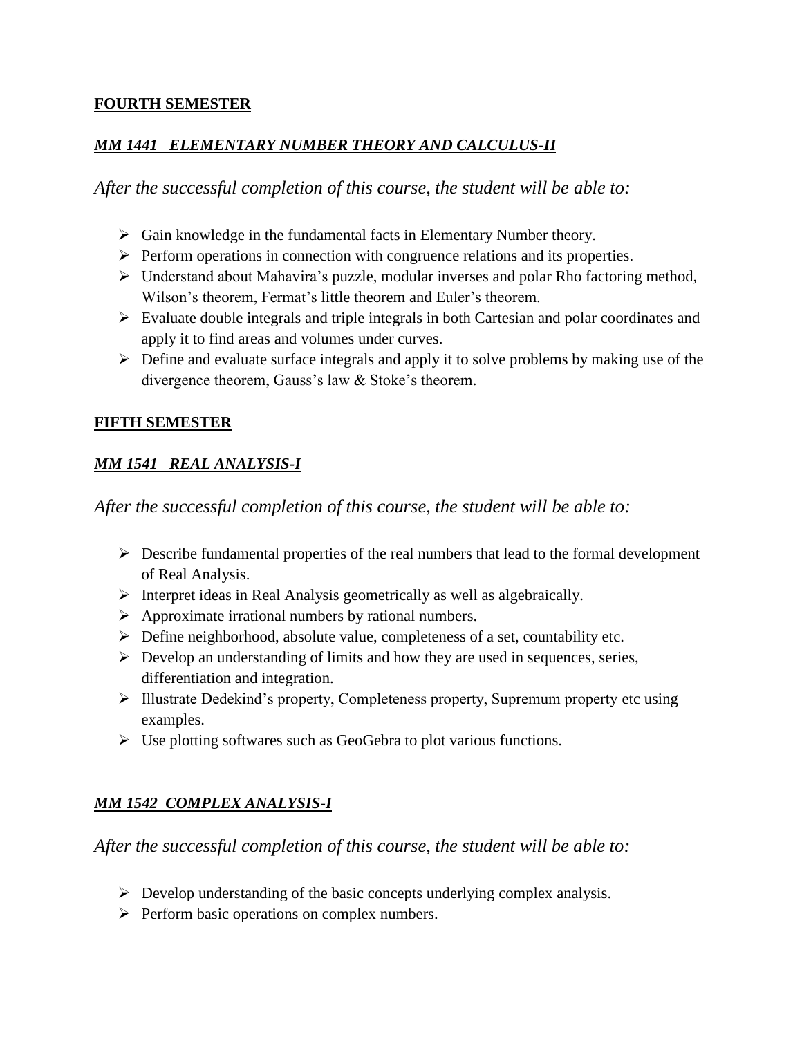**FOURTH SEMESTER**

***MM 1441 ELEMENTARY NUMBER THEORY AND CALCULUS-II***

*After the successful completion of this course, the student will be able to:*

- Gain knowledge in the fundamental facts in Elementary Number theory.
- Perform operations in connection with congruence relations and its properties.
- Understand about Mahavira's puzzle, modular inverses and polar Rho factoring method, Wilson's theorem, Fermat's little theorem and Euler's theorem.
- Evaluate double integrals and triple integrals in both Cartesian and polar coordinates and apply it to find areas and volumes under curves.
- Define and evaluate surface integrals and apply it to solve problems by making use of the divergence theorem, Gauss's law & Stoke's theorem.

**FIFTH SEMESTER**

***MM 1541 REAL ANALYSIS-I***

*After the successful completion of this course, the student will be able to:*

- Describe fundamental properties of the real numbers that lead to the formal development of Real Analysis.
- Interpret ideas in Real Analysis geometrically as well as algebraically.
- Approximate irrational numbers by rational numbers.
- Define neighborhood, absolute value, completeness of a set, countability etc.
- Develop an understanding of limits and how they are used in sequences, series, differentiation and integration.
- Illustrate Dedekind's property, Completeness property, Supremum property etc using examples.
- Use plotting softwares such as GeoGebra to plot various functions.

***MM 1542 COMPLEX ANALYSIS-I***

*After the successful completion of this course, the student will be able to:*

- Develop understanding of the basic concepts underlying complex analysis.
- Perform basic operations on complex numbers.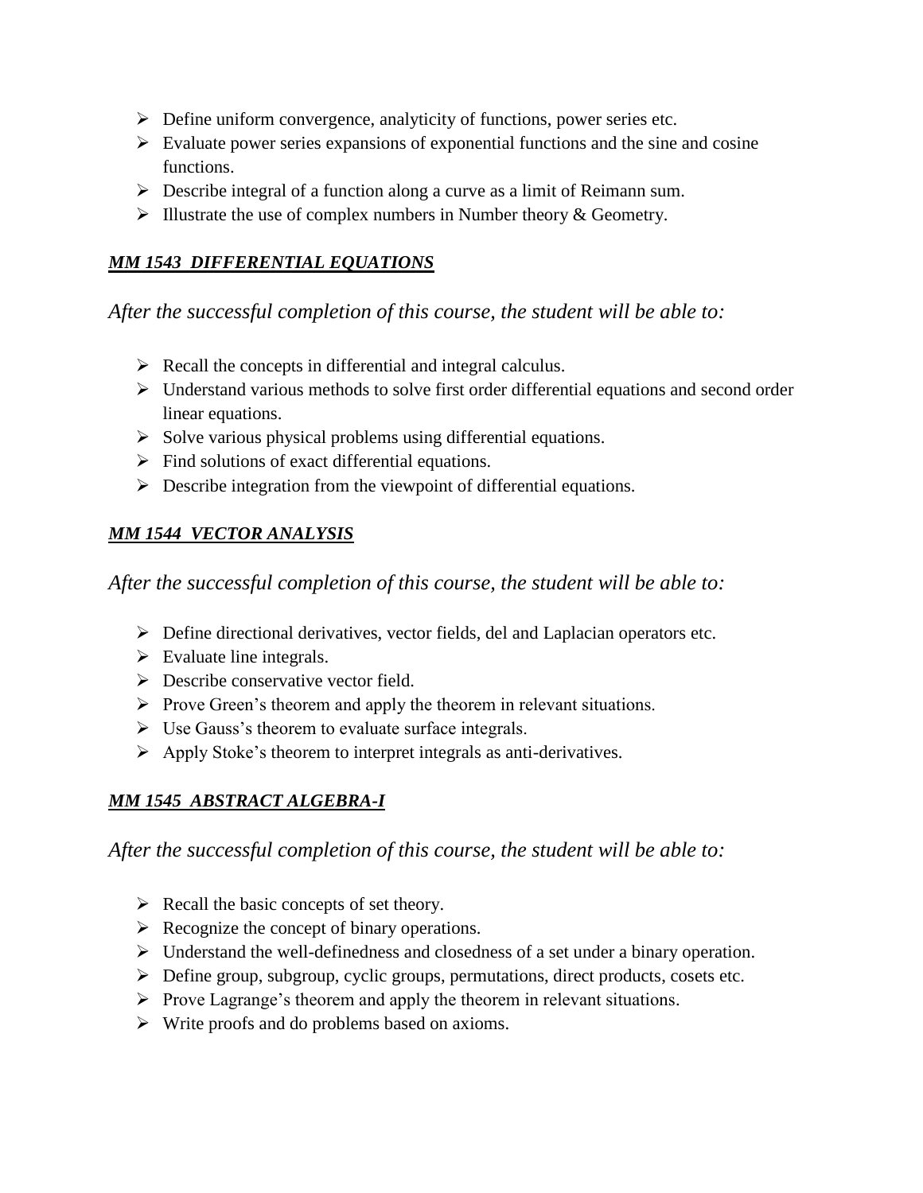- Define uniform convergence, analyticity of functions, power series etc.
- Evaluate power series expansions of exponential functions and the sine and cosine functions.
- Describe integral of a function along a curve as a limit of Reimann sum.
- Illustrate the use of complex numbers in Number theory & Geometry.

### ***MM 1543 DIFFERENTIAL EQUATIONS***

*After the successful completion of this course, the student will be able to:*

- Recall the concepts in differential and integral calculus.
- Understand various methods to solve first order differential equations and second order linear equations.
- Solve various physical problems using differential equations.
- Find solutions of exact differential equations.
- Describe integration from the viewpoint of differential equations.

### ***MM 1544 VECTOR ANALYSIS***

*After the successful completion of this course, the student will be able to:*

- Define directional derivatives, vector fields, del and Laplacian operators etc.
- Evaluate line integrals.
- Describe conservative vector field.
- Prove Green's theorem and apply the theorem in relevant situations.
- Use Gauss's theorem to evaluate surface integrals.
- Apply Stoke's theorem to interpret integrals as anti-derivatives.

### ***MM 1545 ABSTRACT ALGEBRA-I***

*After the successful completion of this course, the student will be able to:*

- Recall the basic concepts of set theory.
- Recognize the concept of binary operations.
- Understand the well-definedness and closedness of a set under a binary operation.
- Define group, subgroup, cyclic groups, permutations, direct products, cosets etc.
- Prove Lagrange's theorem and apply the theorem in relevant situations.
- Write proofs and do problems based on axioms.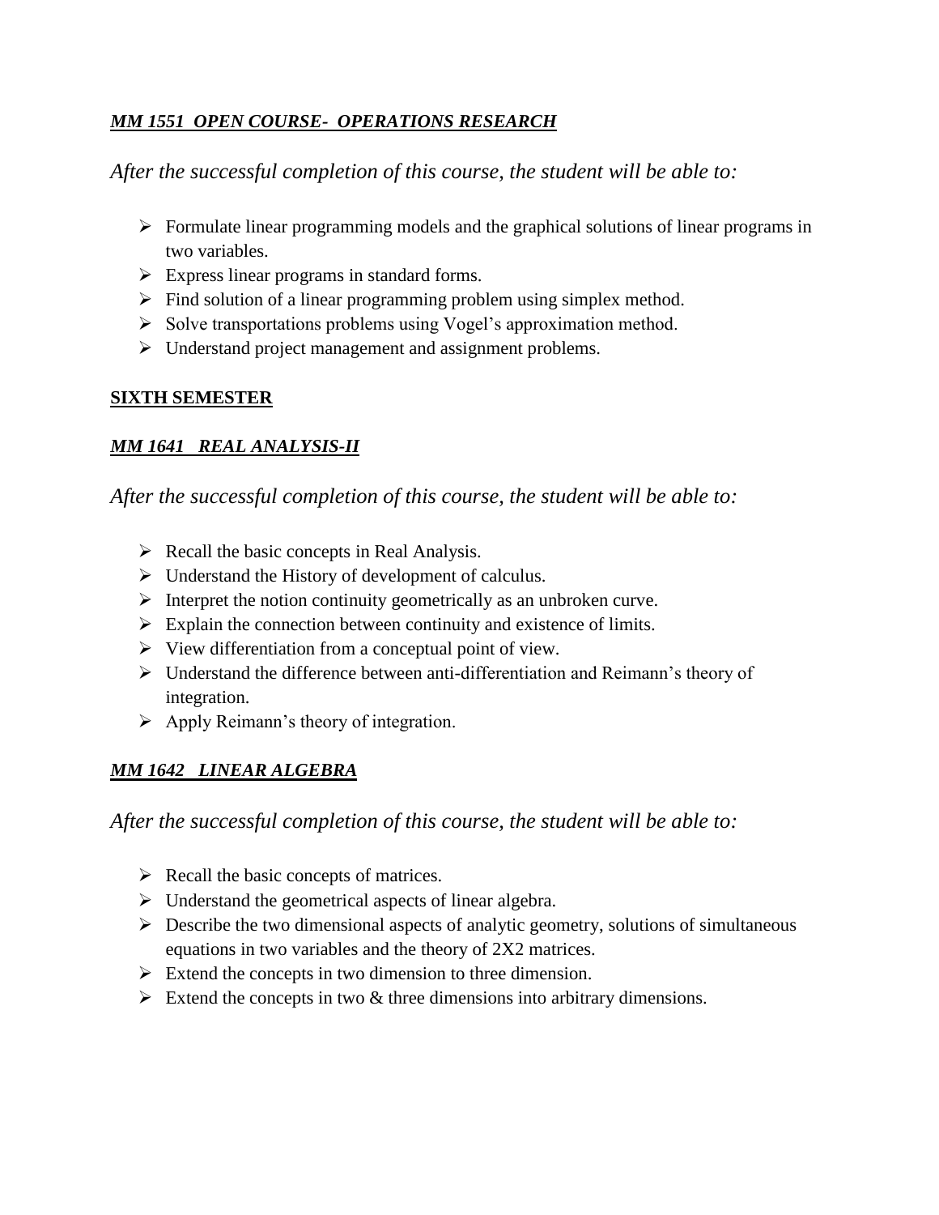***MM 1551 OPEN COURSE- OPERATIONS RESEARCH***

*After the successful completion of this course, the student will be able to:*

- Formulate linear programming models and the graphical solutions of linear programs in two variables.
- Express linear programs in standard forms.
- Find solution of a linear programming problem using simplex method.
- Solve transportations problems using Vogel's approximation method.
- Understand project management and assignment problems.

## SIXTH SEMESTER

***MM 1641 REAL ANALYSIS-II***

*After the successful completion of this course, the student will be able to:*

- Recall the basic concepts in Real Analysis.
- Understand the History of development of calculus.
- Interpret the notion continuity geometrically as an unbroken curve.
- Explain the connection between continuity and existence of limits.
- View differentiation from a conceptual point of view.
- Understand the difference between anti-differentiation and Reimann's theory of integration.
- Apply Reimann's theory of integration.

***MM 1642 LINEAR ALGEBRA***

*After the successful completion of this course, the student will be able to:*

- Recall the basic concepts of matrices.
- Understand the geometrical aspects of linear algebra.
- Describe the two dimensional aspects of analytic geometry, solutions of simultaneous equations in two variables and the theory of 2X2 matrices.
- Extend the concepts in two dimension to three dimension.
- Extend the concepts in two & three dimensions into arbitrary dimensions.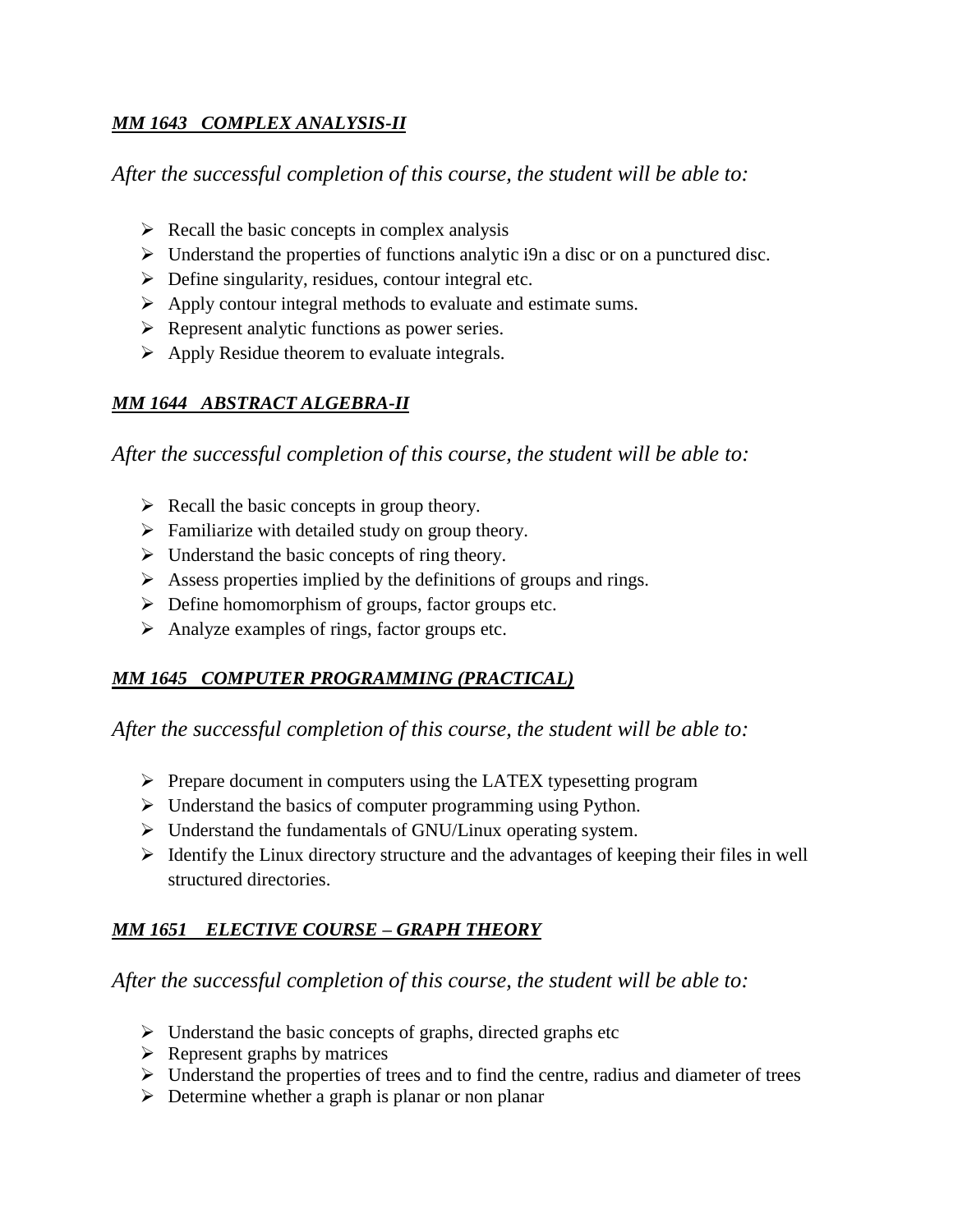***MM 1643 COMPLEX ANALYSIS-II***

*After the successful completion of this course, the student will be able to:*

- Recall the basic concepts in complex analysis
- Understand the properties of functions analytic i9n a disc or on a punctured disc.
- Define singularity, residues, contour integral etc.
- Apply contour integral methods to evaluate and estimate sums.
- Represent analytic functions as power series.
- Apply Residue theorem to evaluate integrals.

***MM 1644 ABSTRACT ALGEBRA-II***

*After the successful completion of this course, the student will be able to:*

- Recall the basic concepts in group theory.
- Familiarize with detailed study on group theory.
- Understand the basic concepts of ring theory.
- Assess properties implied by the definitions of groups and rings.
- Define homomorphism of groups, factor groups etc.
- Analyze examples of rings, factor groups etc.

***MM 1645 COMPUTER PROGRAMMING (PRACTICAL)***

*After the successful completion of this course, the student will be able to:*

- Prepare document in computers using the LATEX typesetting program
- Understand the basics of computer programming using Python.
- Understand the fundamentals of GNU/Linux operating system.
- Identify the Linux directory structure and the advantages of keeping their files in well structured directories.

***MM 1651 ELECTIVE COURSE – GRAPH THEORY***

*After the successful completion of this course, the student will be able to:*

- Understand the basic concepts of graphs, directed graphs etc
- Represent graphs by matrices
- Understand the properties of trees and to find the centre, radius and diameter of trees
- Determine whether a graph is planar or non planar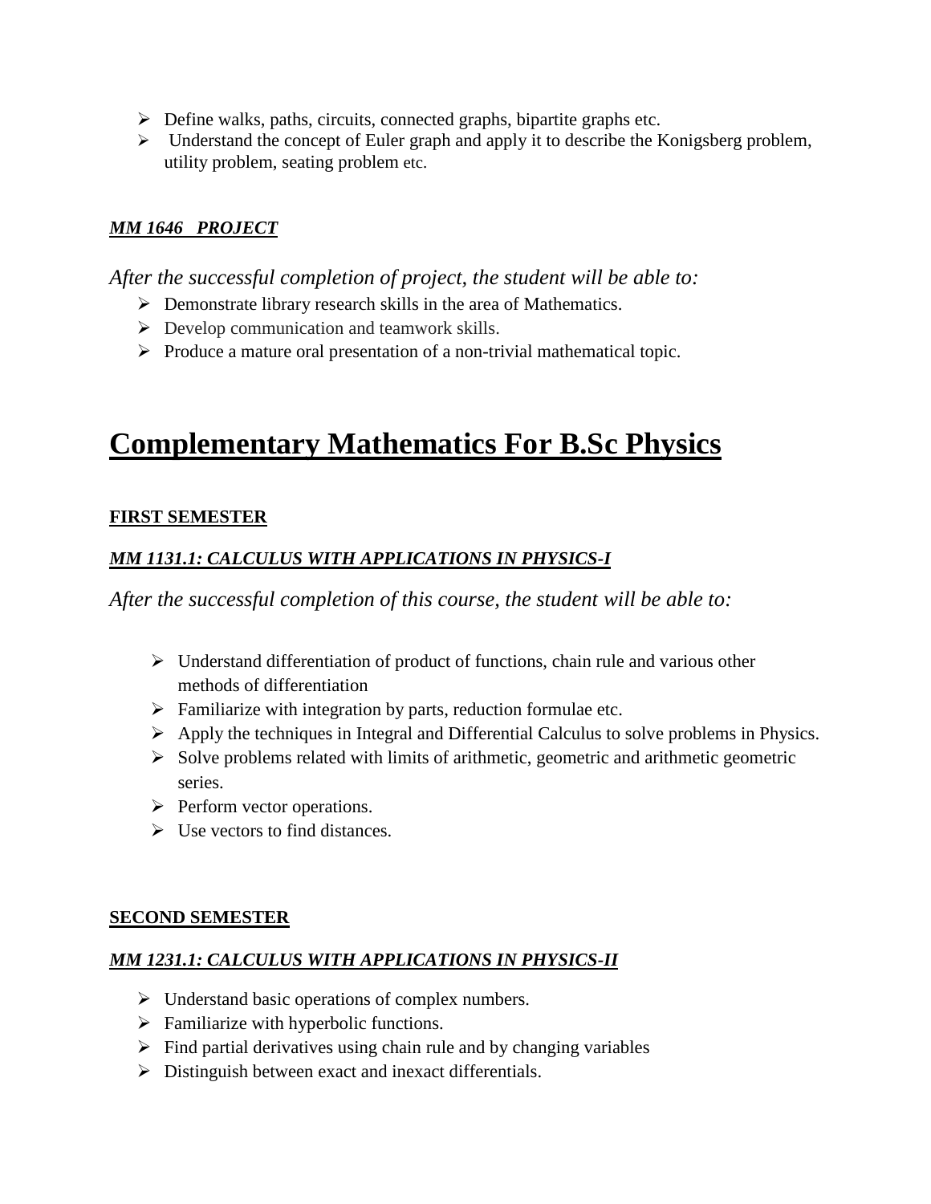- Define walks, paths, circuits, connected graphs, bipartite graphs etc.
- Understand the concept of Euler graph and apply it to describe the Konigsberg problem, utility problem, seating problem etc.

***MM 1646 PROJECT***

*After the successful completion of project, the student will be able to:*

- Demonstrate library research skills in the area of Mathematics.
- Develop communication and teamwork skills.
- Produce a mature oral presentation of a non-trivial mathematical topic.

# Complementary Mathematics For B.Sc Physics

**FIRST SEMESTER**

***MM 1131.1: CALCULUS WITH APPLICATIONS IN PHYSICS-I***

*After the successful completion of this course, the student will be able to:*

- Understand differentiation of product of functions, chain rule and various other methods of differentiation
- Familiarize with integration by parts, reduction formulae etc.
- Apply the techniques in Integral and Differential Calculus to solve problems in Physics.
- Solve problems related with limits of arithmetic, geometric and arithmetic geometric series.
- Perform vector operations.
- Use vectors to find distances.

**SECOND SEMESTER**

***MM 1231.1: CALCULUS WITH APPLICATIONS IN PHYSICS-II***

- Understand basic operations of complex numbers.
- Familiarize with hyperbolic functions.
- Find partial derivatives using chain rule and by changing variables
- Distinguish between exact and inexact differentials.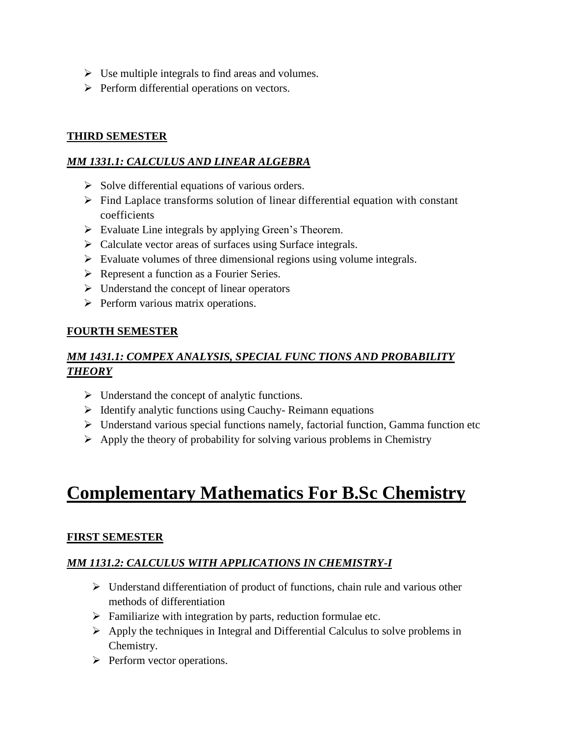- Use multiple integrals to find areas and volumes.
- Perform differential operations on vectors.

**THIRD SEMESTER**

***MM 1331.1: CALCULUS AND LINEAR ALGEBRA***

- Solve differential equations of various orders.
- Find Laplace transforms solution of linear differential equation with constant coefficients
- Evaluate Line integrals by applying Green's Theorem.
- Calculate vector areas of surfaces using Surface integrals.
- Evaluate volumes of three dimensional regions using volume integrals.
- Represent a function as a Fourier Series.
- Understand the concept of linear operators
- Perform various matrix operations.

**FOURTH SEMESTER**

***MM 1431.1: COMPEX ANALYSIS, SPECIAL FUNC TIONS AND PROBABILITY THEORY***

- Understand the concept of analytic functions.
- Identify analytic functions using Cauchy- Reimann equations
- Understand various special functions namely, factorial function, Gamma function etc
- Apply the theory of probability for solving various problems in Chemistry

# Complementary Mathematics For B.Sc Chemistry

**FIRST SEMESTER**

***MM 1131.2: CALCULUS WITH APPLICATIONS IN CHEMISTRY-I***

- Understand differentiation of product of functions, chain rule and various other methods of differentiation
- Familiarize with integration by parts, reduction formulae etc.
- Apply the techniques in Integral and Differential Calculus to solve problems in Chemistry.
- Perform vector operations.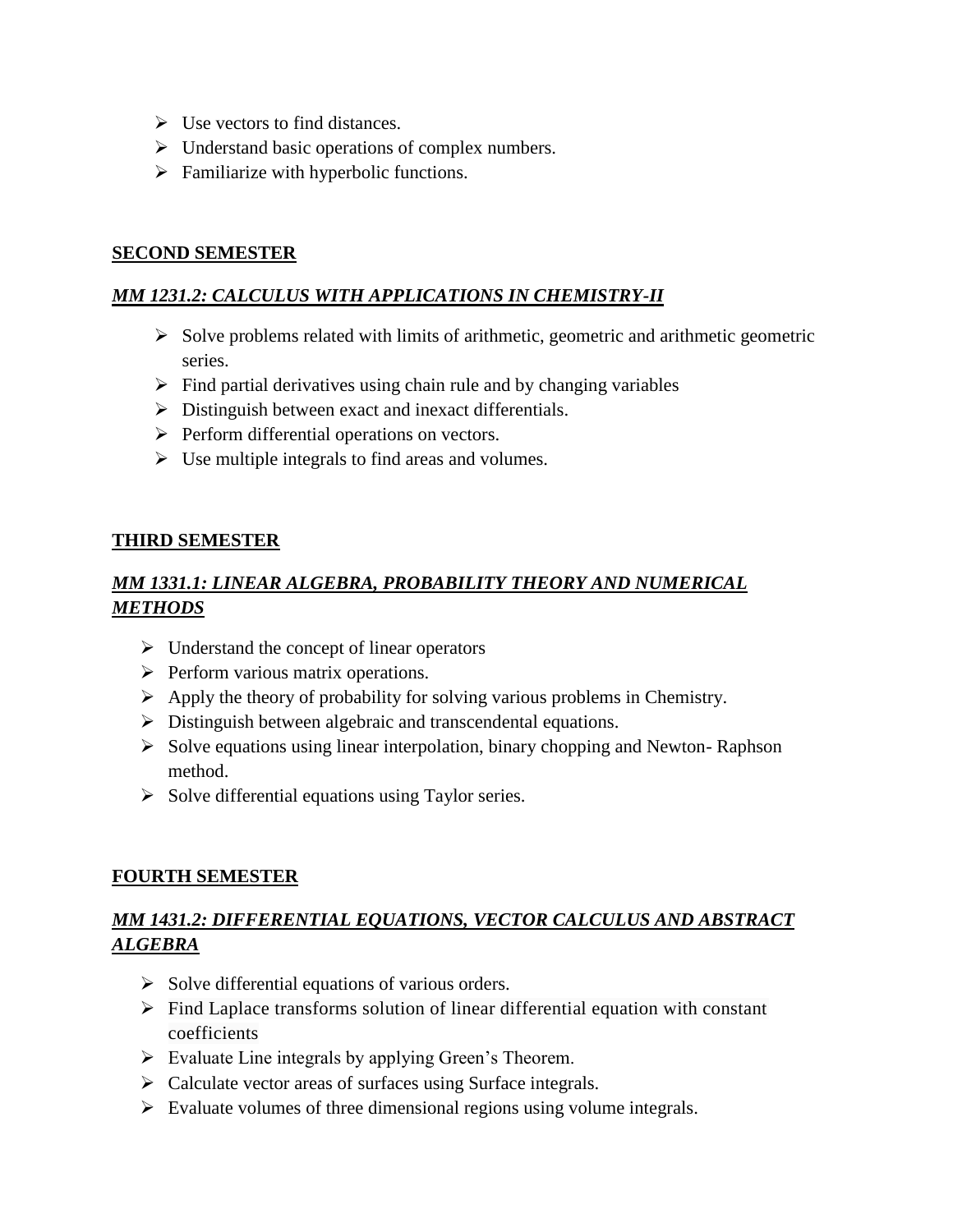- Use vectors to find distances.
- Understand basic operations of complex numbers.
- Familiarize with hyperbolic functions.

## SECOND SEMESTER

### *MM 1231.2: CALCULUS WITH APPLICATIONS IN CHEMISTRY-II*

- Solve problems related with limits of arithmetic, geometric and arithmetic geometric series.
- Find partial derivatives using chain rule and by changing variables
- Distinguish between exact and inexact differentials.
- Perform differential operations on vectors.
- Use multiple integrals to find areas and volumes.

## THIRD SEMESTER

### *MM 1331.1: LINEAR ALGEBRA, PROBABILITY THEORY AND NUMERICAL METHODS*

- Understand the concept of linear operators
- Perform various matrix operations.
- Apply the theory of probability for solving various problems in Chemistry.
- Distinguish between algebraic and transcendental equations.
- Solve equations using linear interpolation, binary chopping and Newton- Raphson method.
- Solve differential equations using Taylor series.

## FOURTH SEMESTER

### *MM 1431.2: DIFFERENTIAL EQUATIONS, VECTOR CALCULUS AND ABSTRACT ALGEBRA*

- Solve differential equations of various orders.
- Find Laplace transforms solution of linear differential equation with constant coefficients
- Evaluate Line integrals by applying Green's Theorem.
- Calculate vector areas of surfaces using Surface integrals.
- Evaluate volumes of three dimensional regions using volume integrals.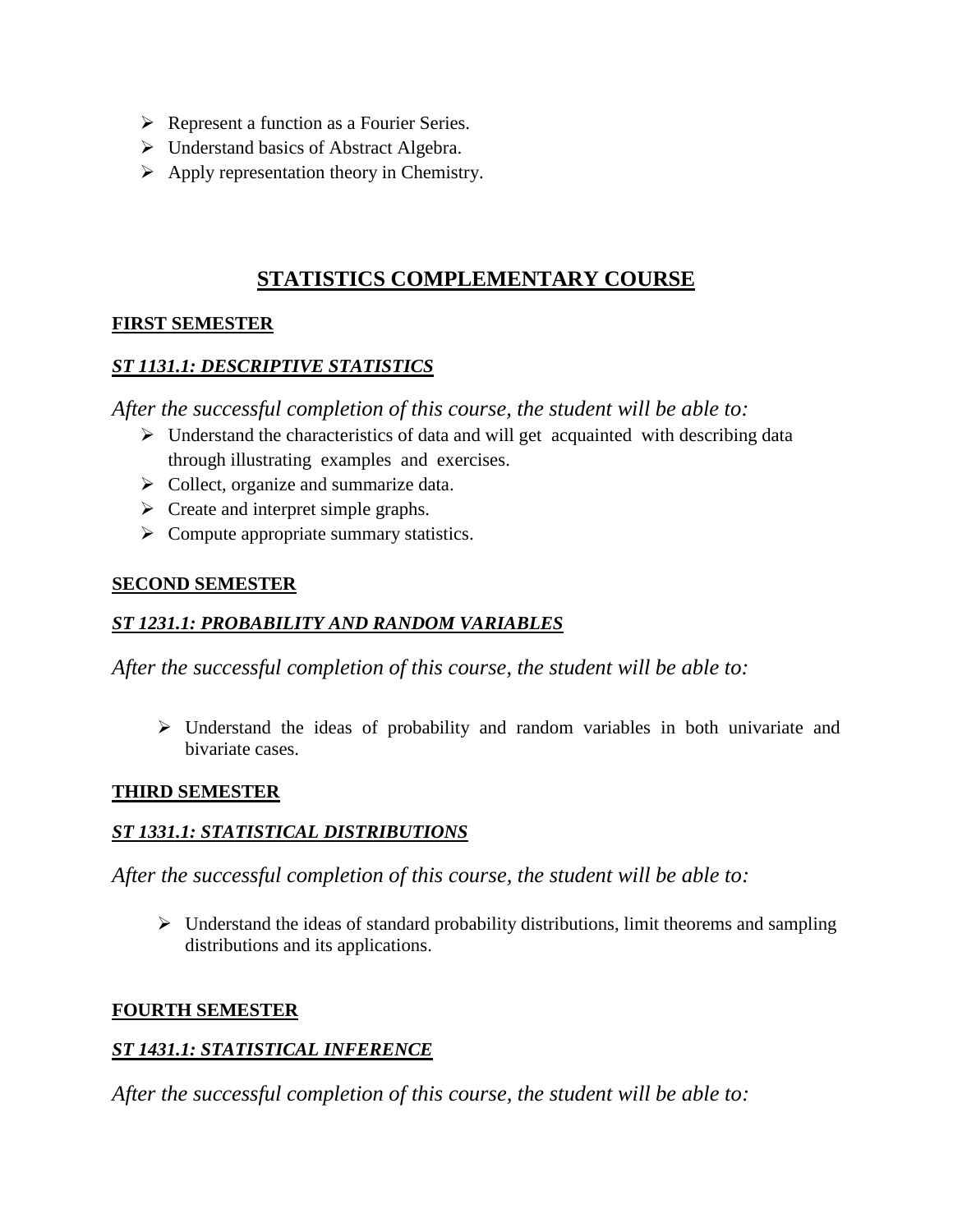- Represent a function as a Fourier Series.
- Understand basics of Abstract Algebra.
- Apply representation theory in Chemistry.

## STATISTICS COMPLEMENTARY COURSE

### FIRST SEMESTER

#### *ST 1131.1: DESCRIPTIVE STATISTICS*

*After the successful completion of this course, the student will be able to:*

- Understand the characteristics of data and will get acquainted with describing data through illustrating examples and exercises.
- Collect, organize and summarize data.
- Create and interpret simple graphs.
- Compute appropriate summary statistics.

### SECOND SEMESTER

#### *ST 1231.1: PROBABILITY AND RANDOM VARIABLES*

*After the successful completion of this course, the student will be able to:*

- Understand the ideas of probability and random variables in both univariate and bivariate cases.

### THIRD SEMESTER

#### *ST 1331.1: STATISTICAL DISTRIBUTIONS*

*After the successful completion of this course, the student will be able to:*

- Understand the ideas of standard probability distributions, limit theorems and sampling distributions and its applications.

### FOURTH SEMESTER

#### *ST 1431.1: STATISTICAL INFERENCE*

*After the successful completion of this course, the student will be able to:*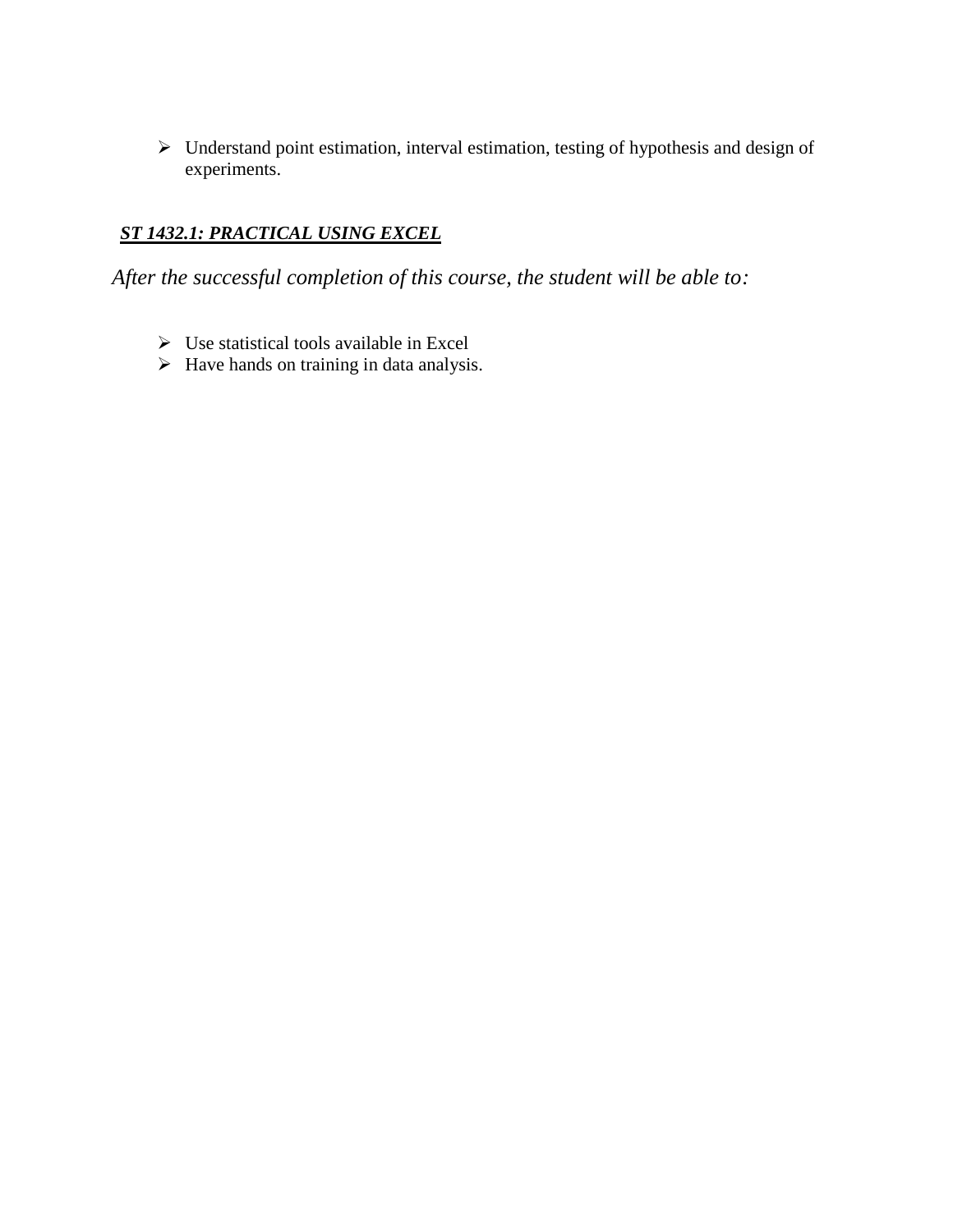- Understand point estimation, interval estimation, testing of hypothesis and design of experiments.

### ***ST 1432.1: PRACTICAL USING EXCEL***

*After the successful completion of this course, the student will be able to:*

- Use statistical tools available in Excel
- Have hands on training in data analysis.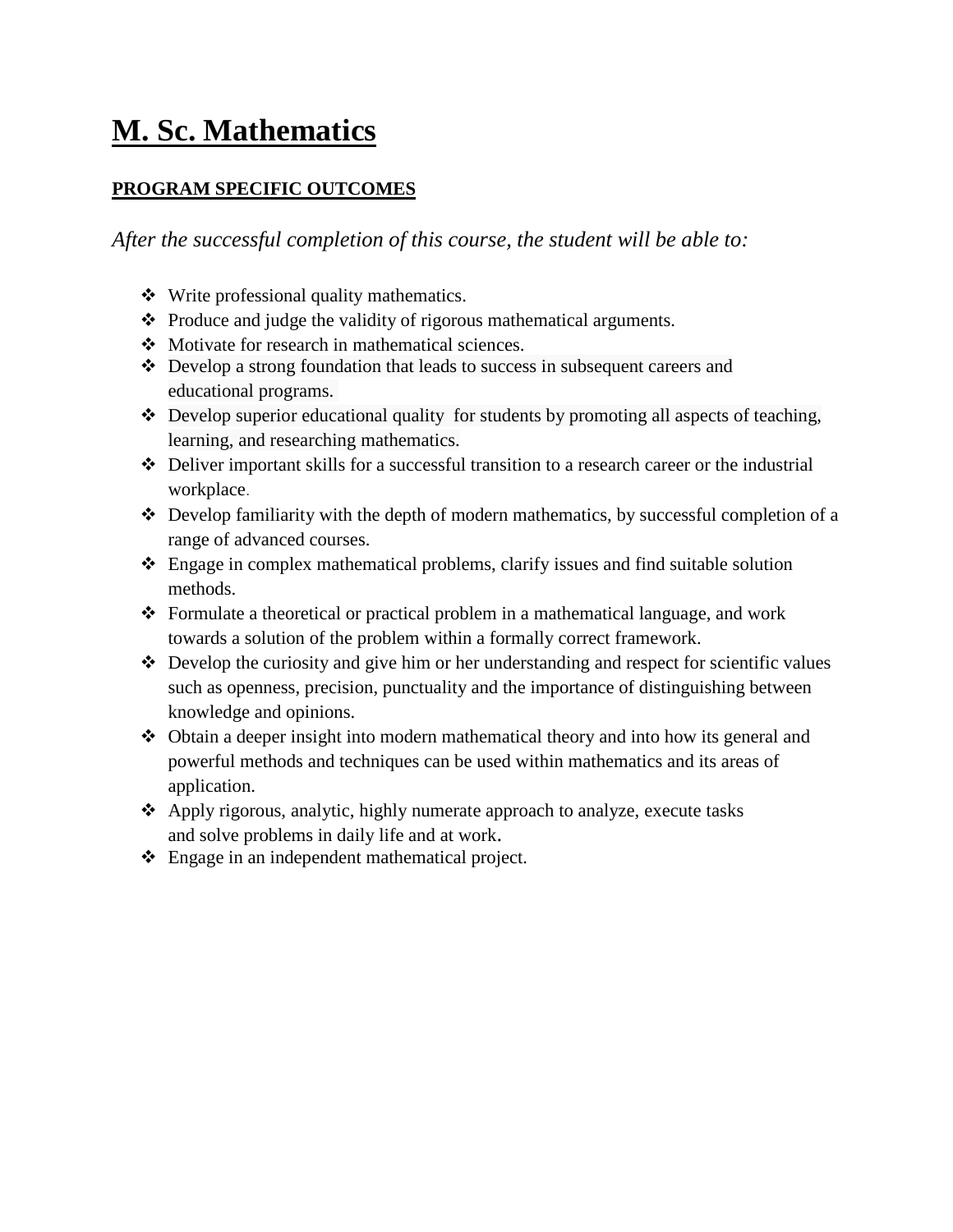# M. Sc. Mathematics

**PROGRAM SPECIFIC OUTCOMES**

*After the successful completion of this course, the student will be able to:*

- Write professional quality mathematics.
- Produce and judge the validity of rigorous mathematical arguments.
- Motivate for research in mathematical sciences.
- Develop a strong foundation that leads to success in subsequent careers and educational programs.
- Develop superior educational quality for students by promoting all aspects of teaching, learning, and researching mathematics.
- Deliver important skills for a successful transition to a research career or the industrial workplace.
- Develop familiarity with the depth of modern mathematics, by successful completion of a range of advanced courses.
- Engage in complex mathematical problems, clarify issues and find suitable solution methods.
- Formulate a theoretical or practical problem in a mathematical language, and work towards a solution of the problem within a formally correct framework.
- Develop the curiosity and give him or her understanding and respect for scientific values such as openness, precision, punctuality and the importance of distinguishing between knowledge and opinions.
- Obtain a deeper insight into modern mathematical theory and into how its general and powerful methods and techniques can be used within mathematics and its areas of application.
- Apply rigorous, analytic, highly numerate approach to analyze, execute tasks and solve problems in daily life and at work.
- Engage in an independent mathematical project.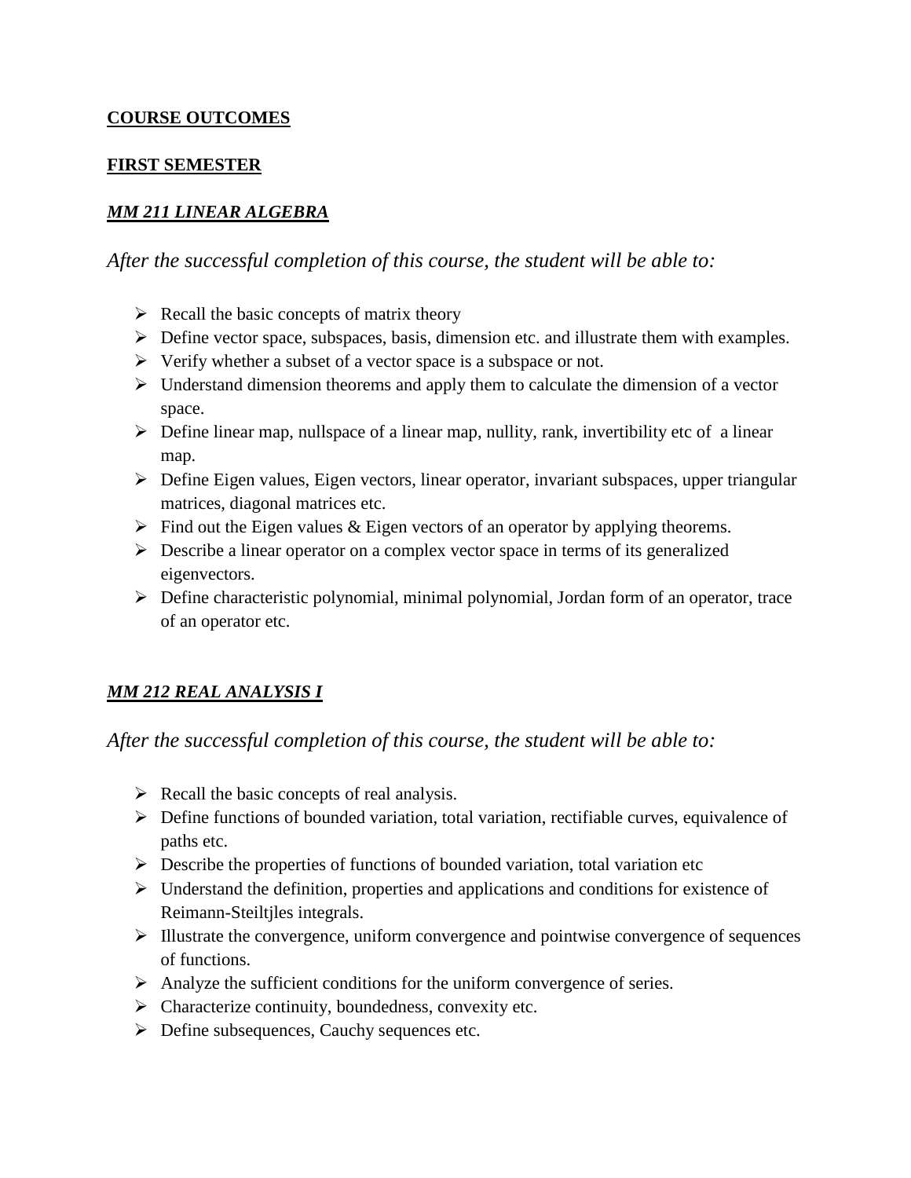**COURSE OUTCOMES**

**FIRST SEMESTER**

***MM 211 LINEAR ALGEBRA***

*After the successful completion of this course, the student will be able to:*

- Recall the basic concepts of matrix theory
- Define vector space, subspaces, basis, dimension etc. and illustrate them with examples.
- Verify whether a subset of a vector space is a subspace or not.
- Understand dimension theorems and apply them to calculate the dimension of a vector space.
- Define linear map, nullspace of a linear map, nullity, rank, invertibility etc of a linear map.
- Define Eigen values, Eigen vectors, linear operator, invariant subspaces, upper triangular matrices, diagonal matrices etc.
- Find out the Eigen values & Eigen vectors of an operator by applying theorems.
- Describe a linear operator on a complex vector space in terms of its generalized eigenvectors.
- Define characteristic polynomial, minimal polynomial, Jordan form of an operator, trace of an operator etc.

***MM 212 REAL ANALYSIS I***

*After the successful completion of this course, the student will be able to:*

- Recall the basic concepts of real analysis.
- Define functions of bounded variation, total variation, rectifiable curves, equivalence of paths etc.
- Describe the properties of functions of bounded variation, total variation etc
- Understand the definition, properties and applications and conditions for existence of Reimann-Steiltjles integrals.
- Illustrate the convergence, uniform convergence and pointwise convergence of sequences of functions.
- Analyze the sufficient conditions for the uniform convergence of series.
- Characterize continuity, boundedness, convexity etc.
- Define subsequences, Cauchy sequences etc.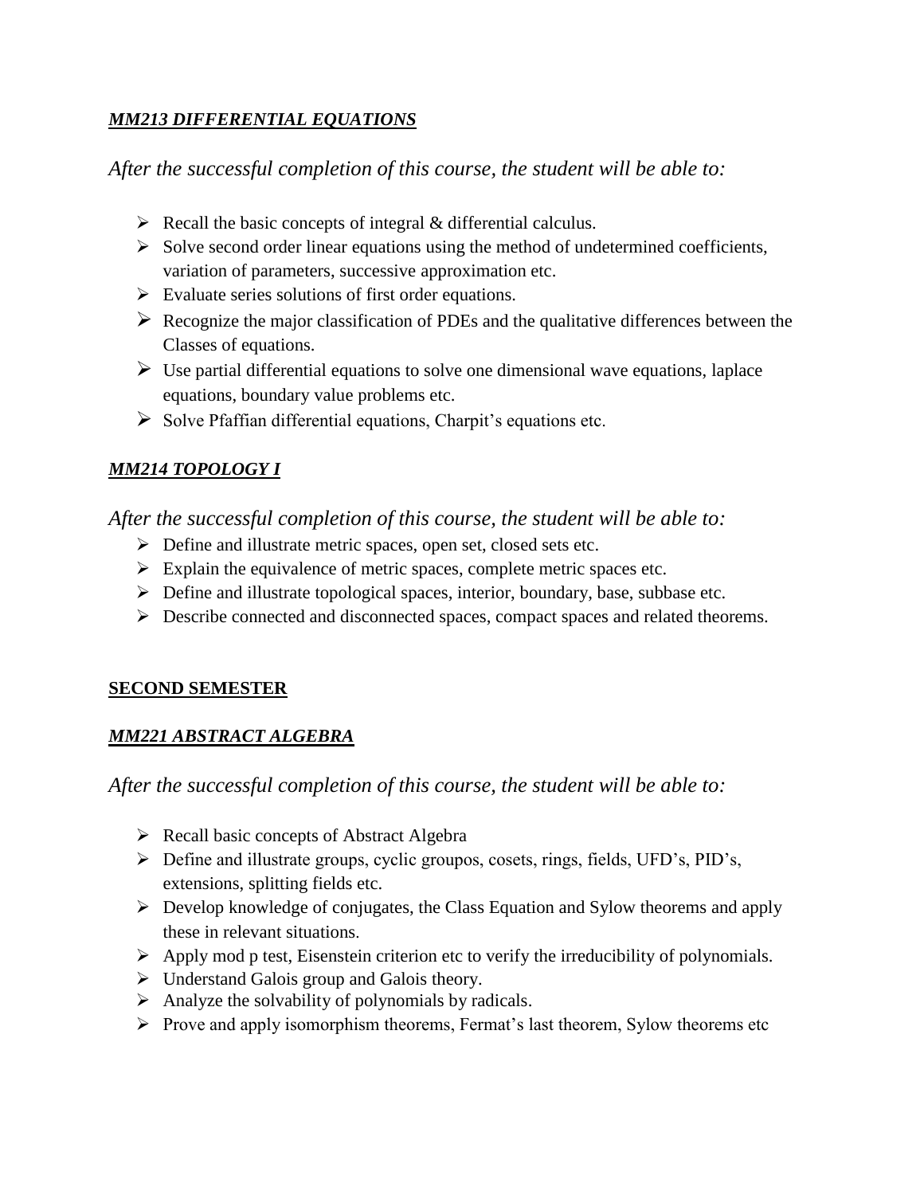### ***MM213 DIFFERENTIAL EQUATIONS***

*After the successful completion of this course, the student will be able to:*

- Recall the basic concepts of integral & differential calculus.
- Solve second order linear equations using the method of undetermined coefficients, variation of parameters, successive approximation etc.
- Evaluate series solutions of first order equations.
- Recognize the major classification of PDEs and the qualitative differences between the Classes of equations.
- Use partial differential equations to solve one dimensional wave equations, laplace equations, boundary value problems etc.
- Solve Pfaffian differential equations, Charpit's equations etc.

### ***MM214 TOPOLOGY I***

*After the successful completion of this course, the student will be able to:*

- Define and illustrate metric spaces, open set, closed sets etc.
- Explain the equivalence of metric spaces, complete metric spaces etc.
- Define and illustrate topological spaces, interior, boundary, base, subbase etc.
- Describe connected and disconnected spaces, compact spaces and related theorems.

## **SECOND SEMESTER**

### ***MM221 ABSTRACT ALGEBRA***

*After the successful completion of this course, the student will be able to:*

- Recall basic concepts of Abstract Algebra
- Define and illustrate groups, cyclic groupos, cosets, rings, fields, UFD's, PID's, extensions, splitting fields etc.
- Develop knowledge of conjugates, the Class Equation and Sylow theorems and apply these in relevant situations.
- Apply mod p test, Eisenstein criterion etc to verify the irreducibility of polynomials.
- Understand Galois group and Galois theory.
- Analyze the solvability of polynomials by radicals.
- Prove and apply isomorphism theorems, Fermat's last theorem, Sylow theorems etc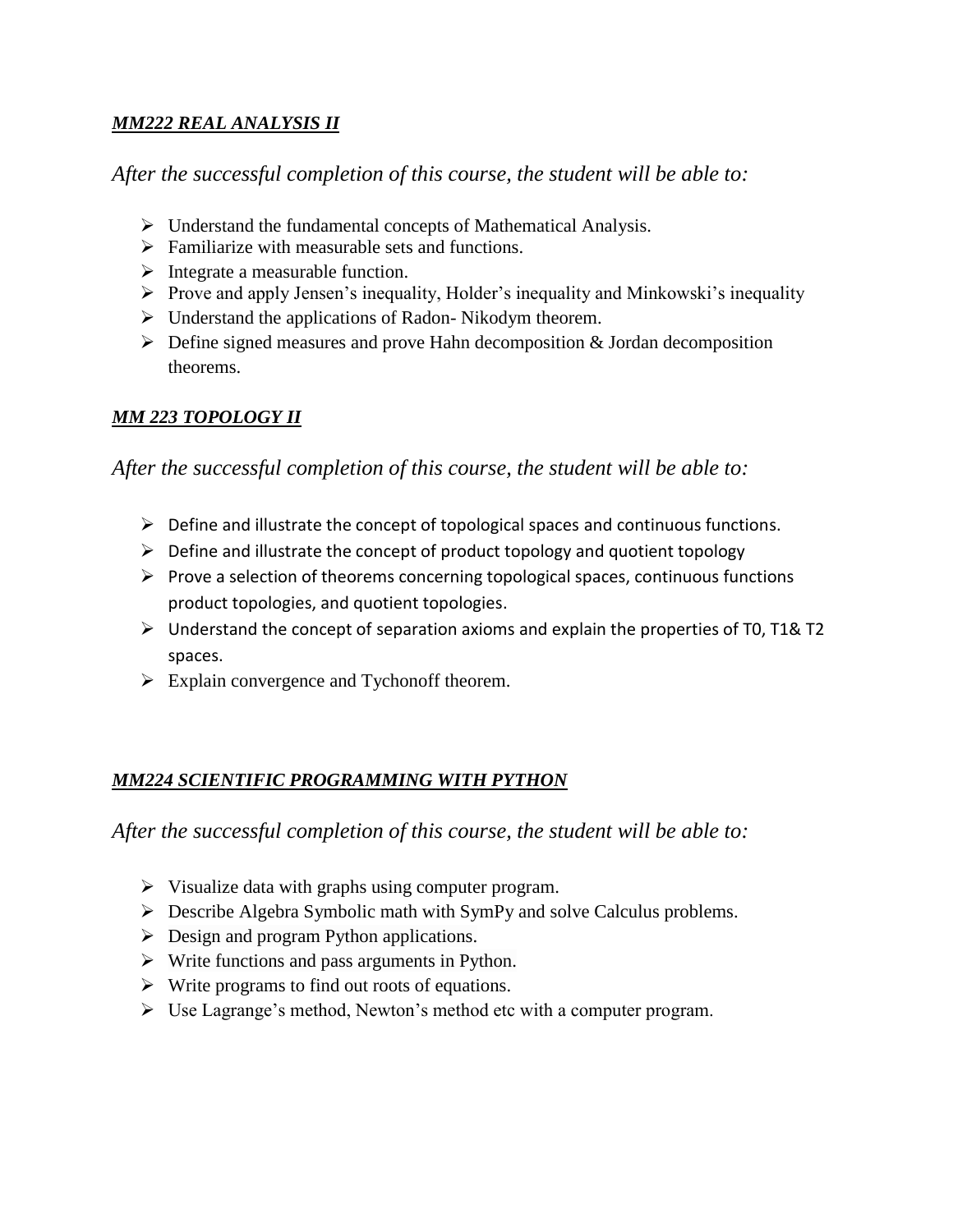***MM222 REAL ANALYSIS II***

*After the successful completion of this course, the student will be able to:*

- Understand the fundamental concepts of Mathematical Analysis.
- Familiarize with measurable sets and functions.
- Integrate a measurable function.
- Prove and apply Jensen's inequality, Holder's inequality and Minkowski's inequality
- Understand the applications of Radon- Nikodym theorem.
- Define signed measures and prove Hahn decomposition & Jordan decomposition theorems.

***MM 223 TOPOLOGY II***

*After the successful completion of this course, the student will be able to:*

- Define and illustrate the concept of topological spaces and continuous functions.
- Define and illustrate the concept of product topology and quotient topology
- Prove a selection of theorems concerning topological spaces, continuous functions product topologies, and quotient topologies.
- Understand the concept of separation axioms and explain the properties of T0, T1& T2 spaces.
- Explain convergence and Tychonoff theorem.

***MM224 SCIENTIFIC PROGRAMMING WITH PYTHON***

*After the successful completion of this course, the student will be able to:*

- Visualize data with graphs using computer program.
- Describe Algebra Symbolic math with SymPy and solve Calculus problems.
- Design and program Python applications.
- Write functions and pass arguments in Python.
- Write programs to find out roots of equations.
- Use Lagrange's method, Newton's method etc with a computer program.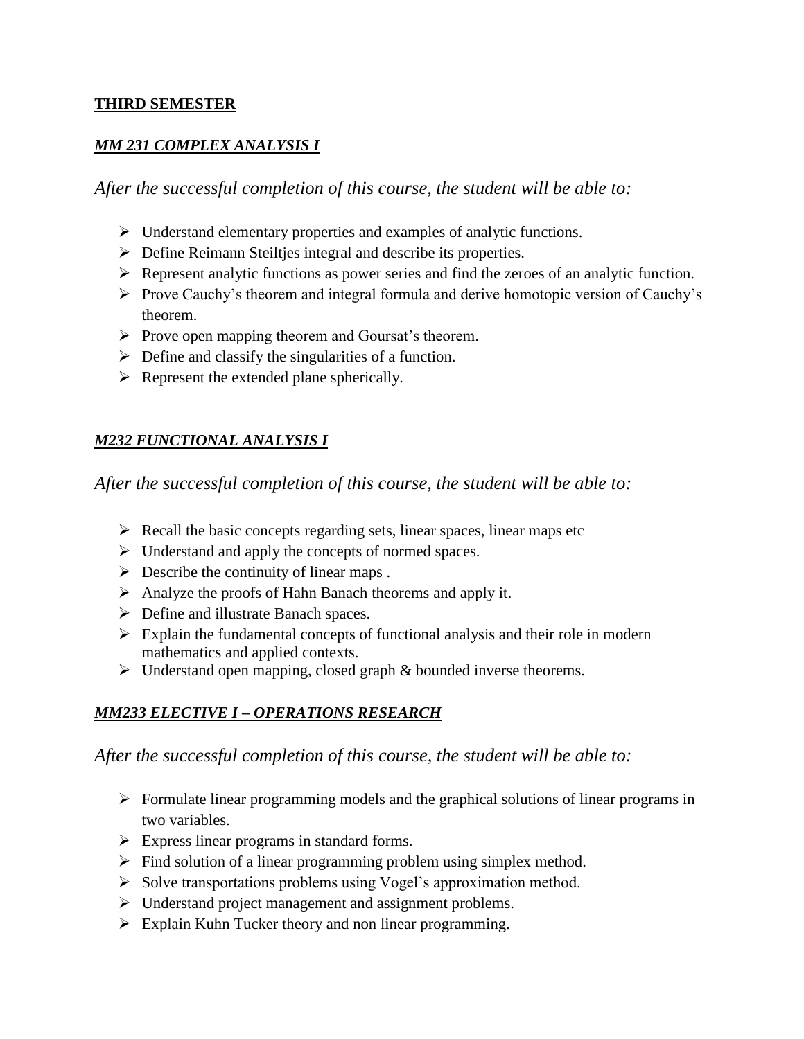**THIRD SEMESTER**

***MM 231 COMPLEX ANALYSIS I***

*After the successful completion of this course, the student will be able to:*

- Understand elementary properties and examples of analytic functions.
- Define Reimann Steiltjes integral and describe its properties.
- Represent analytic functions as power series and find the zeroes of an analytic function.
- Prove Cauchy's theorem and integral formula and derive homotopic version of Cauchy's theorem.
- Prove open mapping theorem and Goursat's theorem.
- Define and classify the singularities of a function.
- Represent the extended plane spherically.

***M232 FUNCTIONAL ANALYSIS I***

*After the successful completion of this course, the student will be able to:*

- Recall the basic concepts regarding sets, linear spaces, linear maps etc
- Understand and apply the concepts of normed spaces.
- Describe the continuity of linear maps .
- Analyze the proofs of Hahn Banach theorems and apply it.
- Define and illustrate Banach spaces.
- Explain the fundamental concepts of functional analysis and their role in modern mathematics and applied contexts.
- Understand open mapping, closed graph & bounded inverse theorems.

***MM233 ELECTIVE I – OPERATIONS RESEARCH***

*After the successful completion of this course, the student will be able to:*

- Formulate linear programming models and the graphical solutions of linear programs in two variables.
- Express linear programs in standard forms.
- Find solution of a linear programming problem using simplex method.
- Solve transportations problems using Vogel's approximation method.
- Understand project management and assignment problems.
- Explain Kuhn Tucker theory and non linear programming.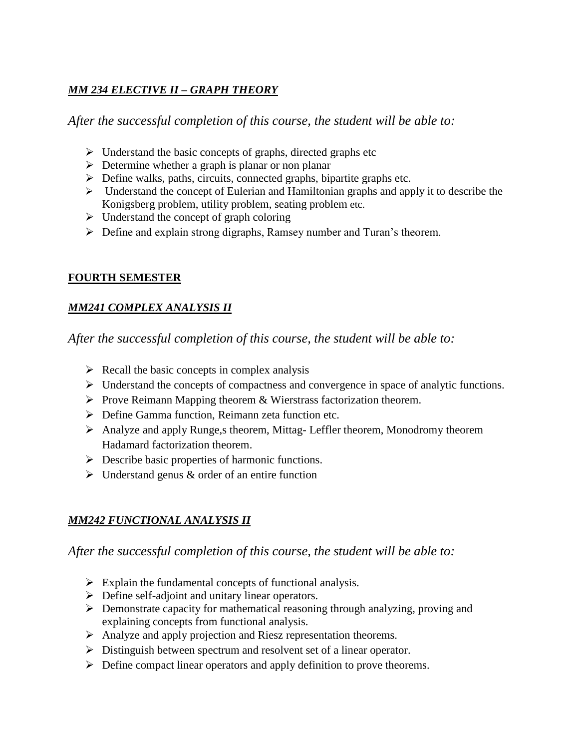***MM 234 ELECTIVE II – GRAPH THEORY***

*After the successful completion of this course, the student will be able to:*

- Understand the basic concepts of graphs, directed graphs etc
- Determine whether a graph is planar or non planar
- Define walks, paths, circuits, connected graphs, bipartite graphs etc.
- Understand the concept of Eulerian and Hamiltonian graphs and apply it to describe the Konigsberg problem, utility problem, seating problem etc.
- Understand the concept of graph coloring
- Define and explain strong digraphs, Ramsey number and Turan's theorem.

**FOURTH SEMESTER**

***MM241 COMPLEX ANALYSIS II***

*After the successful completion of this course, the student will be able to:*

- Recall the basic concepts in complex analysis
- Understand the concepts of compactness and convergence in space of analytic functions.
- Prove Reimann Mapping theorem & Wierstrass factorization theorem.
- Define Gamma function, Reimann zeta function etc.
- Analyze and apply Runge,s theorem, Mittag- Leffler theorem, Monodromy theorem Hadamard factorization theorem.
- Describe basic properties of harmonic functions.
- Understand genus & order of an entire function

***MM242 FUNCTIONAL ANALYSIS II***

*After the successful completion of this course, the student will be able to:*

- Explain the fundamental concepts of functional analysis.
- Define self-adjoint and unitary linear operators.
- Demonstrate capacity for mathematical reasoning through analyzing, proving and explaining concepts from functional analysis.
- Analyze and apply projection and Riesz representation theorems.
- Distinguish between spectrum and resolvent set of a linear operator.
- Define compact linear operators and apply definition to prove theorems.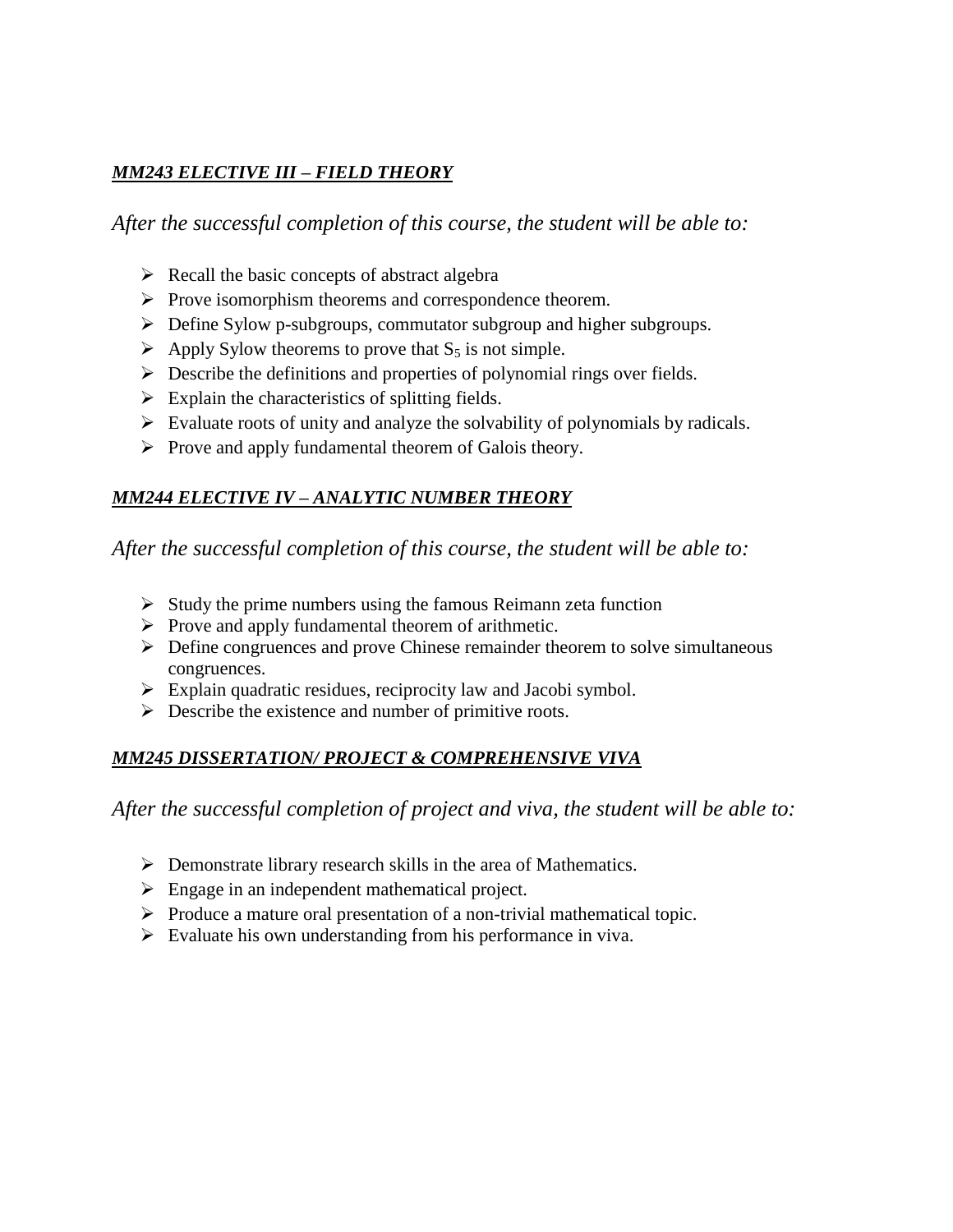### ***MM243 ELECTIVE III – FIELD THEORY***

*After the successful completion of this course, the student will be able to:*

- Recall the basic concepts of abstract algebra
- Prove isomorphism theorems and correspondence theorem.
- Define Sylow p-subgroups, commutator subgroup and higher subgroups.
- Apply Sylow theorems to prove that $S_5$ is not simple.
- Describe the definitions and properties of polynomial rings over fields.
- Explain the characteristics of splitting fields.
- Evaluate roots of unity and analyze the solvability of polynomials by radicals.
- Prove and apply fundamental theorem of Galois theory.

### ***MM244 ELECTIVE IV – ANALYTIC NUMBER THEORY***

*After the successful completion of this course, the student will be able to:*

- Study the prime numbers using the famous Reimann zeta function
- Prove and apply fundamental theorem of arithmetic.
- Define congruences and prove Chinese remainder theorem to solve simultaneous congruences.
- Explain quadratic residues, reciprocity law and Jacobi symbol.
- Describe the existence and number of primitive roots.

### ***MM245 DISSERTATION/ PROJECT & COMPREHENSIVE VIVA***

*After the successful completion of project and viva, the student will be able to:*

- Demonstrate library research skills in the area of Mathematics.
- Engage in an independent mathematical project.
- Produce a mature oral presentation of a non-trivial mathematical topic.
- Evaluate his own understanding from his performance in viva.